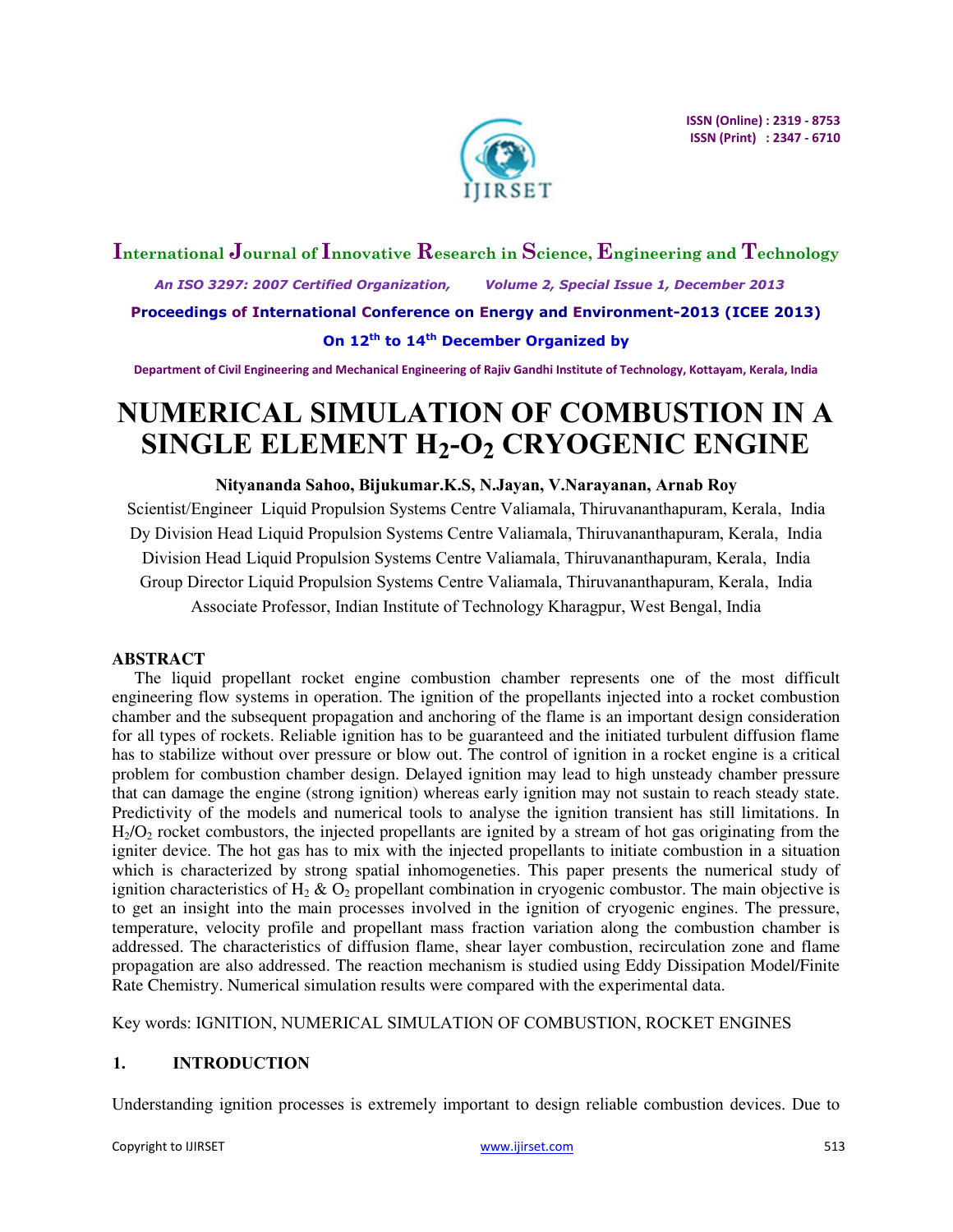ISSN (Online) : 2319 - 8753
ISSN (Print) : 2347 - 6710

**International Journal of Innovative Research in Science, Engineering and Technology**

*An ISO 3297: 2007 Certified Organization, Volume 2, Special Issue 1, December 2013*

**Proceedings of International Conference on Energy and Environment-2013 (ICEE 2013)**

**On 12th to 14th December Organized by**

**Department of Civil Engineering and Mechanical Engineering of Rajiv Gandhi Institute of Technology, Kottayam, Kerala, India**

# NUMERICAL SIMULATION OF COMBUSTION IN A SINGLE ELEMENT $H_2$-$O_2$ CRYOGENIC ENGINE

**Nityananda Sahoo, Bijukumar.K.S, N.Jayan, V.Narayanan, Arnab Roy**

Scientist/Engineer Liquid Propulsion Systems Centre Valiamala, Thiruvananthapuram, Kerala, India

Dy Division Head Liquid Propulsion Systems Centre Valiamala, Thiruvananthapuram, Kerala, India

Division Head Liquid Propulsion Systems Centre Valiamala, Thiruvananthapuram, Kerala, India

Group Director Liquid Propulsion Systems Centre Valiamala, Thiruvananthapuram, Kerala, India

Associate Professor, Indian Institute of Technology Kharagpur, West Bengal, India

## ABSTRACT

The liquid propellant rocket engine combustion chamber represents one of the most difficult engineering flow systems in operation. The ignition of the propellants injected into a rocket combustion chamber and the subsequent propagation and anchoring of the flame is an important design consideration for all types of rockets. Reliable ignition has to be guaranteed and the initiated turbulent diffusion flame has to stabilize without over pressure or blow out. The control of ignition in a rocket engine is a critical problem for combustion chamber design. Delayed ignition may lead to high unsteady chamber pressure that can damage the engine (strong ignition) whereas early ignition may not sustain to reach steady state. Predictivity of the models and numerical tools to analyse the ignition transient has still limitations. In $H_2$/$O_2$ rocket combustors, the injected propellants are ignited by a stream of hot gas originating from the igniter device. The hot gas has to mix with the injected propellants to initiate combustion in a situation which is characterized by strong spatial inhomogeneities. This paper presents the numerical study of ignition characteristics of $H_2$ & $O_2$ propellant combination in cryogenic combustor. The main objective is to get an insight into the main processes involved in the ignition of cryogenic engines. The pressure, temperature, velocity profile and propellant mass fraction variation along the combustion chamber is addressed. The characteristics of diffusion flame, shear layer combustion, recirculation zone and flame propagation are also addressed. The reaction mechanism is studied using Eddy Dissipation Model/Finite Rate Chemistry. Numerical simulation results were compared with the experimental data.

Key words: IGNITION, NUMERICAL SIMULATION OF COMBUSTION, ROCKET ENGINES

## 1. INTRODUCTION

Understanding ignition processes is extremely important to design reliable combustion devices. Due to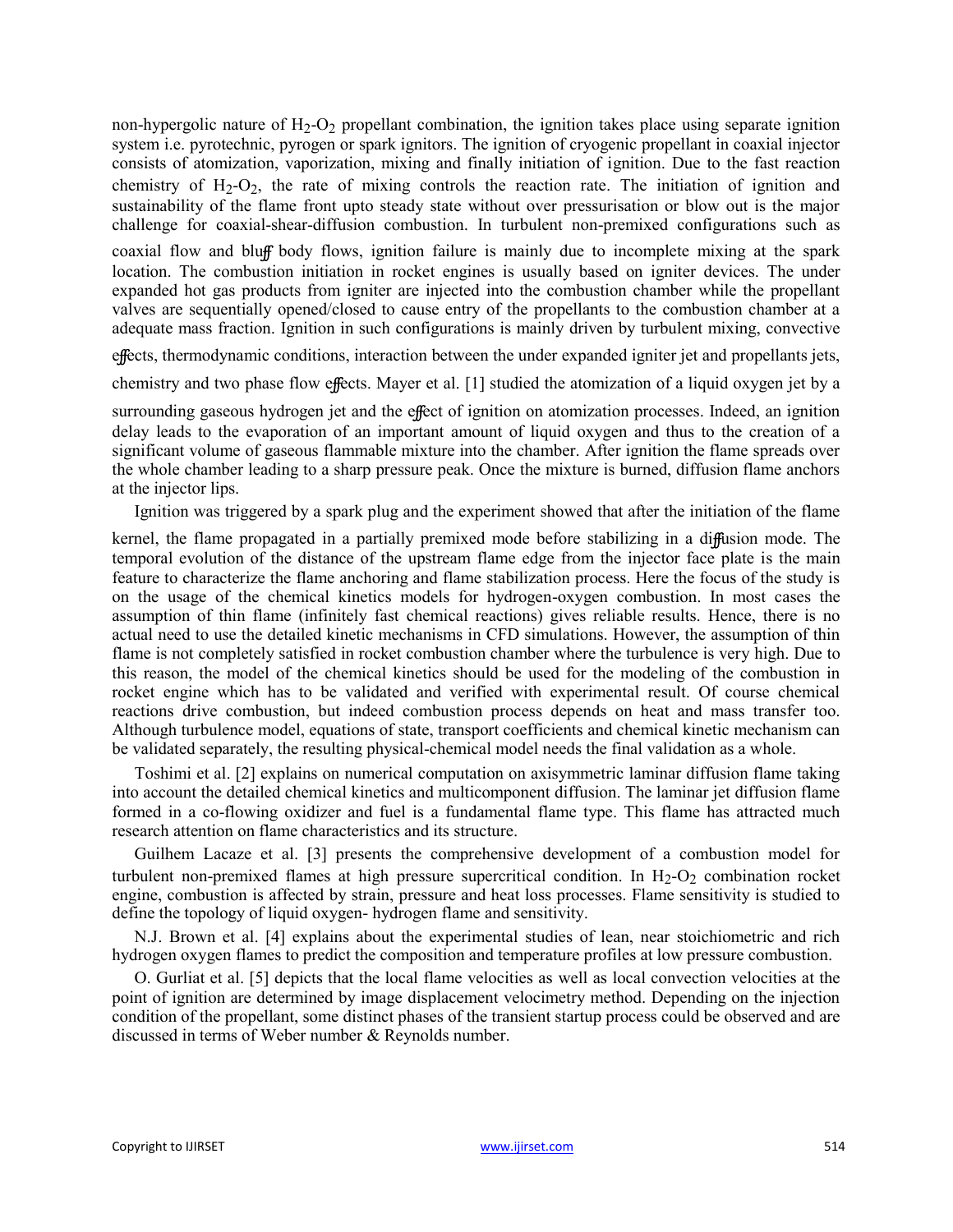non-hypergolic nature of $H_2$-$O_2$ propellant combination, the ignition takes place using separate ignition system i.e. pyrotechnic, pyrogen or spark ignitors. The ignition of cryogenic propellant in coaxial injector consists of atomization, vaporization, mixing and finally initiation of ignition. Due to the fast reaction chemistry of $H_2$-$O_2$, the rate of mixing controls the reaction rate. The initiation of ignition and sustainability of the flame front upto steady state without over pressurisation or blow out is the major challenge for coaxial-shear-diffusion combustion. In turbulent non-premixed configurations such as coaxial flow and bluff body flows, ignition failure is mainly due to incomplete mixing at the spark location. The combustion initiation in rocket engines is usually based on igniter devices. The under expanded hot gas products from igniter are injected into the combustion chamber while the propellant valves are sequentially opened/closed to cause entry of the propellants to the combustion chamber at a adequate mass fraction. Ignition in such configurations is mainly driven by turbulent mixing, convective effects, thermodynamic conditions, interaction between the under expanded igniter jet and propellants jets, chemistry and two phase flow effects. Mayer et al. [1] studied the atomization of a liquid oxygen jet by a surrounding gaseous hydrogen jet and the effect of ignition on atomization processes. Indeed, an ignition delay leads to the evaporation of an important amount of liquid oxygen and thus to the creation of a significant volume of gaseous flammable mixture into the chamber. After ignition the flame spreads over the whole chamber leading to a sharp pressure peak. Once the mixture is burned, diffusion flame anchors at the injector lips.

Ignition was triggered by a spark plug and the experiment showed that after the initiation of the flame kernel, the flame propagated in a partially premixed mode before stabilizing in a diffusion mode. The temporal evolution of the distance of the upstream flame edge from the injector face plate is the main feature to characterize the flame anchoring and flame stabilization process. Here the focus of the study is on the usage of the chemical kinetics models for hydrogen-oxygen combustion. In most cases the assumption of thin flame (infinitely fast chemical reactions) gives reliable results. Hence, there is no actual need to use the detailed kinetic mechanisms in CFD simulations. However, the assumption of thin flame is not completely satisfied in rocket combustion chamber where the turbulence is very high. Due to this reason, the model of the chemical kinetics should be used for the modeling of the combustion in rocket engine which has to be validated and verified with experimental result. Of course chemical reactions drive combustion, but indeed combustion process depends on heat and mass transfer too. Although turbulence model, equations of state, transport coefficients and chemical kinetic mechanism can be validated separately, the resulting physical-chemical model needs the final validation as a whole.

Toshimi et al. [2] explains on numerical computation on axisymmetric laminar diffusion flame taking into account the detailed chemical kinetics and multicomponent diffusion. The laminar jet diffusion flame formed in a co-flowing oxidizer and fuel is a fundamental flame type. This flame has attracted much research attention on flame characteristics and its structure.

Guilhem Lacaze et al. [3] presents the comprehensive development of a combustion model for turbulent non-premixed flames at high pressure supercritical condition. In $H_2$-$O_2$ combination rocket engine, combustion is affected by strain, pressure and heat loss processes. Flame sensitivity is studied to define the topology of liquid oxygen- hydrogen flame and sensitivity.

N.J. Brown et al. [4] explains about the experimental studies of lean, near stoichiometric and rich hydrogen oxygen flames to predict the composition and temperature profiles at low pressure combustion.

O. Gurliat et al. [5] depicts that the local flame velocities as well as local convection velocities at the point of ignition are determined by image displacement velocimetry method. Depending on the injection condition of the propellant, some distinct phases of the transient startup process could be observed and are discussed in terms of Weber number & Reynolds number.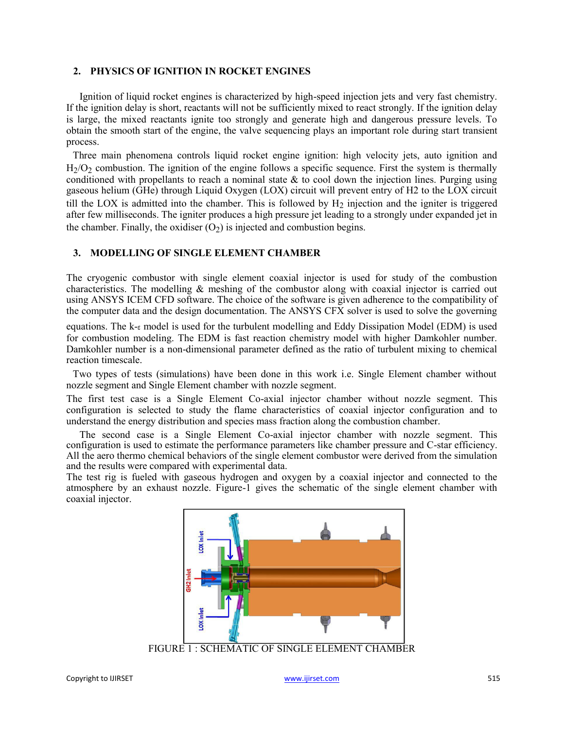## 2. PHYSICS OF IGNITION IN ROCKET ENGINES

Ignition of liquid rocket engines is characterized by high-speed injection jets and very fast chemistry. If the ignition delay is short, reactants will not be sufficiently mixed to react strongly. If the ignition delay is large, the mixed reactants ignite too strongly and generate high and dangerous pressure levels. To obtain the smooth start of the engine, the valve sequencing plays an important role during start transient process.

Three main phenomena controls liquid rocket engine ignition: high velocity jets, auto ignition and $H_2/O_2$ combustion. The ignition of the engine follows a specific sequence. First the system is thermally conditioned with propellants to reach a nominal state & to cool down the injection lines. Purging using gaseous helium (GHe) through Liquid Oxygen (LOX) circuit will prevent entry of H2 to the LOX circuit till the LOX is admitted into the chamber. This is followed by $H_2$ injection and the igniter is triggered after few milliseconds. The igniter produces a high pressure jet leading to a strongly under expanded jet in the chamber. Finally, the oxidiser ($O_2$) is injected and combustion begins.

## 3. MODELLING OF SINGLE ELEMENT CHAMBER

The cryogenic combustor with single element coaxial injector is used for study of the combustion characteristics. The modelling & meshing of the combustor along with coaxial injector is carried out using ANSYS ICEM CFD software. The choice of the software is given adherence to the compatibility of the computer data and the design documentation. The ANSYS CFX solver is used to solve the governing equations. The k-ε model is used for the turbulent modelling and Eddy Dissipation Model (EDM) is used for combustion modeling. The EDM is fast reaction chemistry model with higher Damkohler number. Damkohler number is a non-dimensional parameter defined as the ratio of turbulent mixing to chemical reaction timescale.

Two types of tests (simulations) have been done in this work i.e. Single Element chamber without nozzle segment and Single Element chamber with nozzle segment.

The first test case is a Single Element Co-axial injector chamber without nozzle segment. This configuration is selected to study the flame characteristics of coaxial injector configuration and to understand the energy distribution and species mass fraction along the combustion chamber.

The second case is a Single Element Co-axial injector chamber with nozzle segment. This configuration is used to estimate the performance parameters like chamber pressure and C-star efficiency. All the aero thermo chemical behaviors of the single element combustor were derived from the simulation and the results were compared with experimental data.

The test rig is fueled with gaseous hydrogen and oxygen by a coaxial injector and connected to the atmosphere by an exhaust nozzle. Figure-1 gives the schematic of the single element chamber with coaxial injector.

FIGURE 1 : SCHEMATIC OF SINGLE ELEMENT CHAMBER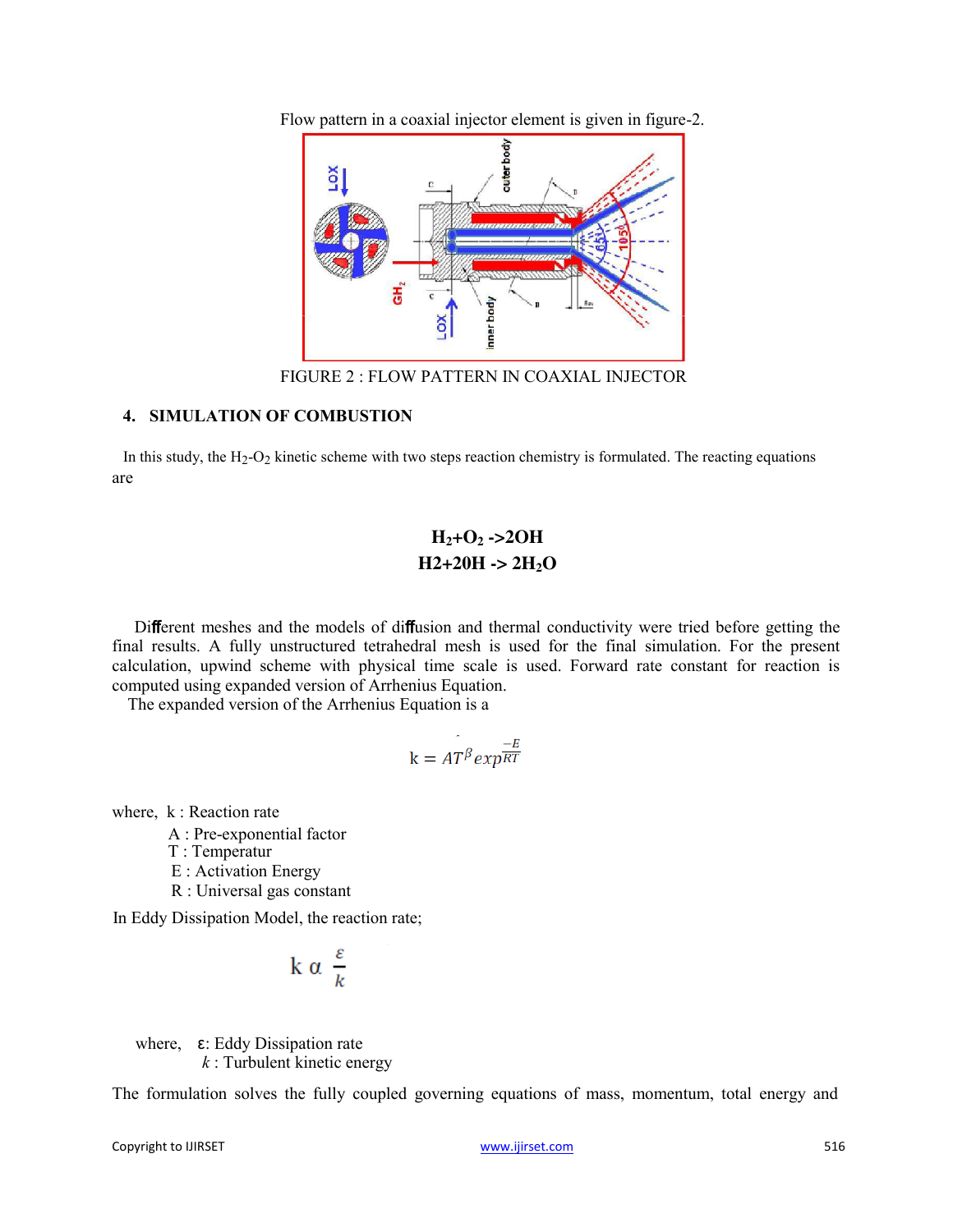Flow pattern in a coaxial injector element is given in figure-2.

FIGURE 2 : FLOW PATTERN IN COAXIAL INJECTOR

## 4. SIMULATION OF COMBUSTION

In this study, the $H_2$-$O_2$ kinetic scheme with two steps reaction chemistry is formulated. The reacting equations are

$$H_2 + O_2 \rightarrow 2OH$$
$$H_2 + 2OH \rightarrow 2H_2O$$

Different meshes and the models of diffusion and thermal conductivity were tried before getting the final results. A fully unstructured tetrahedral mesh is used for the final simulation. For the present calculation, upwind scheme with physical time scale is used. Forward rate constant for reaction is computed using expanded version of Arrhenius Equation.

The expanded version of the Arrhenius Equation is a

$$k = AT^{\beta} exp^{\frac{-E}{RT}}$$

where, k : Reaction rate

A : Pre-exponential factor

T : Temperatur

E : Activation Energy

R : Universal gas constant

In Eddy Dissipation Model, the reaction rate;

$$k \propto \frac{\varepsilon}{k}$$

where, ε: Eddy Dissipation rate

$k$ : Turbulent kinetic energy

The formulation solves the fully coupled governing equations of mass, momentum, total energy and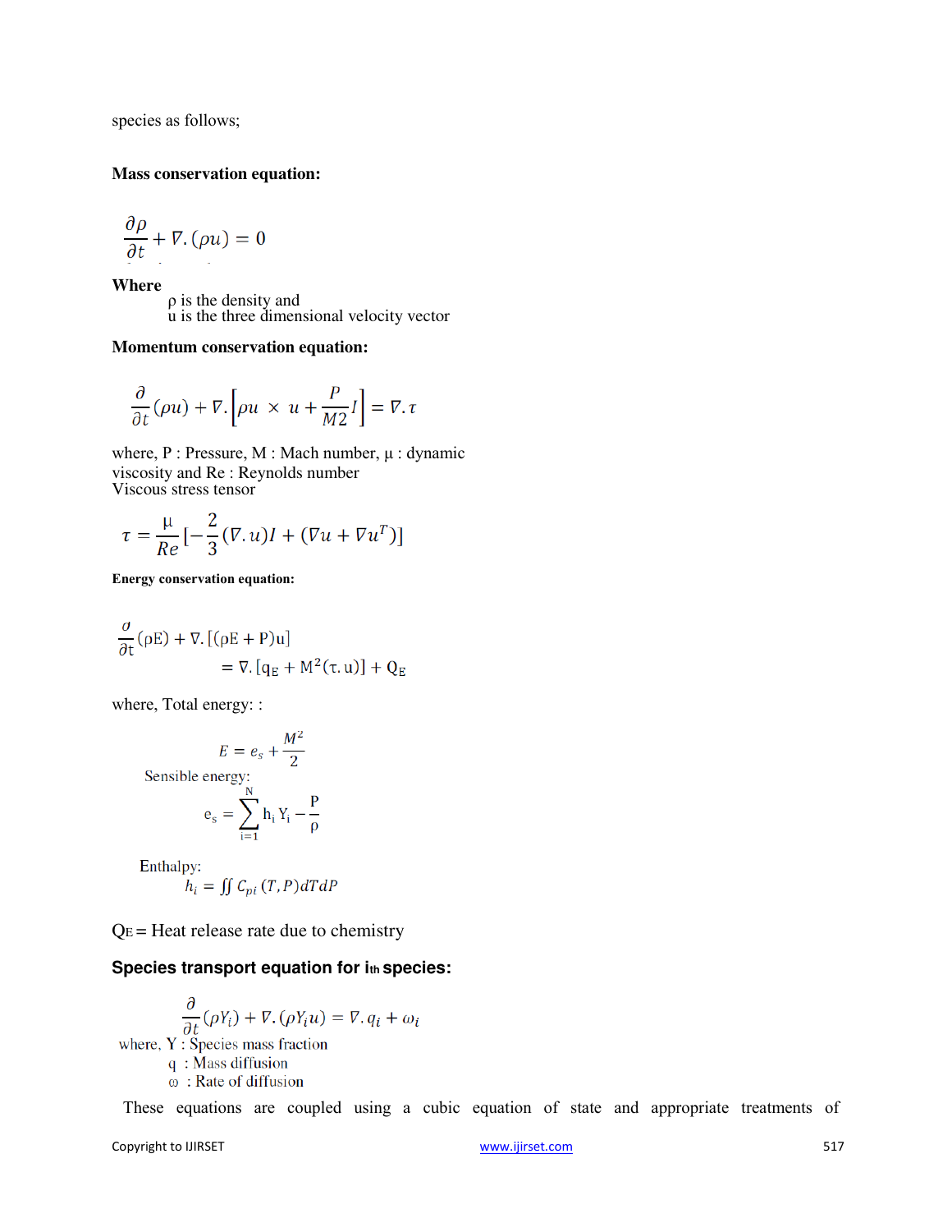species as follows;

**Mass conservation equation:**

$$\frac{\partial \rho}{\partial t} + \nabla.(\rho u) = 0$$

**Where**

ρ is the density and
u is the three dimensional velocity vector

**Momentum conservation equation:**

$$\frac{\partial}{\partial t}(\rho u) + \nabla.\left[\rho u \times u + \frac{P}{M2} I\right] = \nabla.\tau$$

where, P : Pressure, M : Mach number, μ : dynamic viscosity and Re : Reynolds number
Viscous stress tensor

$$\tau = \frac{\mu}{Re}\left[-\frac{2}{3}(\nabla.u)I + (\nabla u + \nabla u^T)\right]$$

**Energy conservation equation:**

$$\frac{\partial}{\partial t}(\rho E) + \nabla.[(\rho E + P)u] = \nabla.[q_E + M^2(\tau.u)] + Q_E$$

where, Total energy: :

$$E = e_s + \frac{M^2}{2}$$

Sensible energy:

$$e_s = \sum_{i=1}^{N} h_i Y_i - \frac{P}{\rho}$$

Enthalpy:

$$h_i = \iint C_{pi}(T, P) dT dP$$

$Q_E$ = Heat release rate due to chemistry

**Species transport equation for ith species:**

$$\frac{\partial}{\partial t}(\rho Y_i) + \nabla.(\rho Y_i u) = \nabla.q_i + \omega_i$$

where, Y : Species mass fraction
q : Mass diffusion
ω : Rate of diffusion

These equations are coupled using a cubic equation of state and appropriate treatments of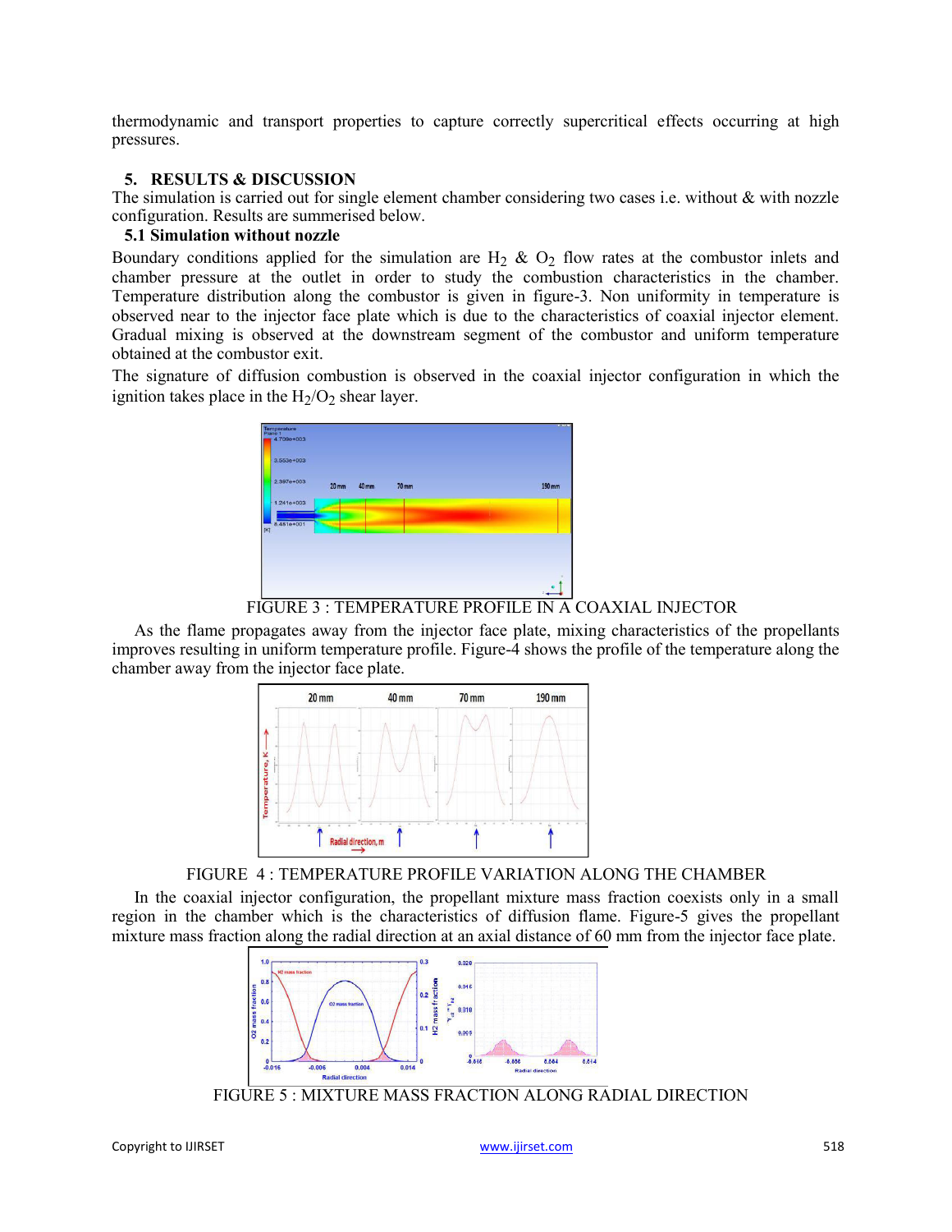thermodynamic and transport properties to capture correctly supercritical effects occurring at high pressures.

## 5. RESULTS & DISCUSSION

The simulation is carried out for single element chamber considering two cases i.e. without & with nozzle configuration. Results are summerised below.

### 5.1 Simulation without nozzle

Boundary conditions applied for the simulation are $H_2$ & $O_2$ flow rates at the combustor inlets and chamber pressure at the outlet in order to study the combustion characteristics in the chamber. Temperature distribution along the combustor is given in figure-3. Non uniformity in temperature is observed near to the injector face plate which is due to the characteristics of coaxial injector element. Gradual mixing is observed at the downstream segment of the combustor and uniform temperature obtained at the combustor exit.

The signature of diffusion combustion is observed in the coaxial injector configuration in which the ignition takes place in the $H_2/O_2$ shear layer.

FIGURE 3 : TEMPERATURE PROFILE IN A COAXIAL INJECTOR

As the flame propagates away from the injector face plate, mixing characteristics of the propellants improves resulting in uniform temperature profile. Figure-4 shows the profile of the temperature along the chamber away from the injector face plate.

FIGURE 4 : TEMPERATURE PROFILE VARIATION ALONG THE CHAMBER

In the coaxial injector configuration, the propellant mixture mass fraction coexists only in a small region in the chamber which is the characteristics of diffusion flame. Figure-5 gives the propellant mixture mass fraction along the radial direction at an axial distance of 60 mm from the injector face plate.

FIGURE 5 : MIXTURE MASS FRACTION ALONG RADIAL DIRECTION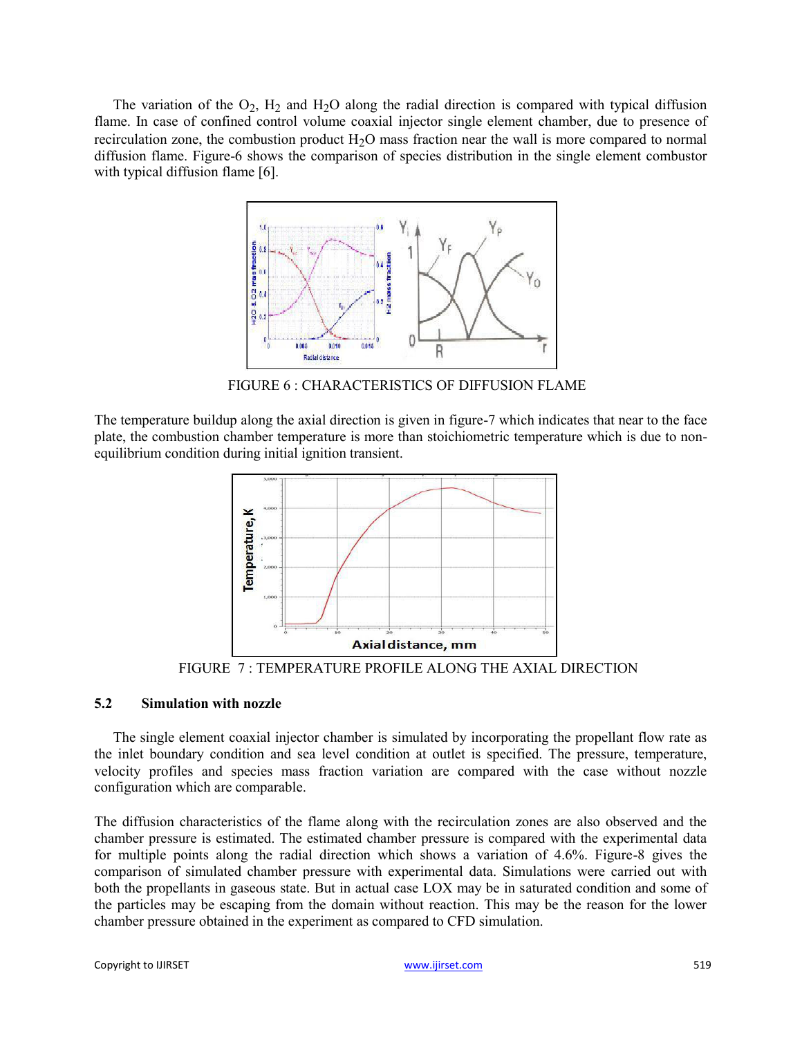The variation of the $O_2$, $H_2$ and $H_2O$ along the radial direction is compared with typical diffusion flame. In case of confined control volume coaxial injector single element chamber, due to presence of recirculation zone, the combustion product $H_2O$ mass fraction near the wall is more compared to normal diffusion flame. Figure-6 shows the comparison of species distribution in the single element combustor with typical diffusion flame [6].

FIGURE 6 : CHARACTERISTICS OF DIFFUSION FLAME

The temperature buildup along the axial direction is given in figure-7 which indicates that near to the face plate, the combustion chamber temperature is more than stoichiometric temperature which is due to non-equilibrium condition during initial ignition transient.

FIGURE 7 : TEMPERATURE PROFILE ALONG THE AXIAL DIRECTION

## 5.2 Simulation with nozzle

The single element coaxial injector chamber is simulated by incorporating the propellant flow rate as the inlet boundary condition and sea level condition at outlet is specified. The pressure, temperature, velocity profiles and species mass fraction variation are compared with the case without nozzle configuration which are comparable.

The diffusion characteristics of the flame along with the recirculation zones are also observed and the chamber pressure is estimated. The estimated chamber pressure is compared with the experimental data for multiple points along the radial direction which shows a variation of 4.6%. Figure-8 gives the comparison of simulated chamber pressure with experimental data. Simulations were carried out with both the propellants in gaseous state. But in actual case LOX may be in saturated condition and some of the particles may be escaping from the domain without reaction. This may be the reason for the lower chamber pressure obtained in the experiment as compared to CFD simulation.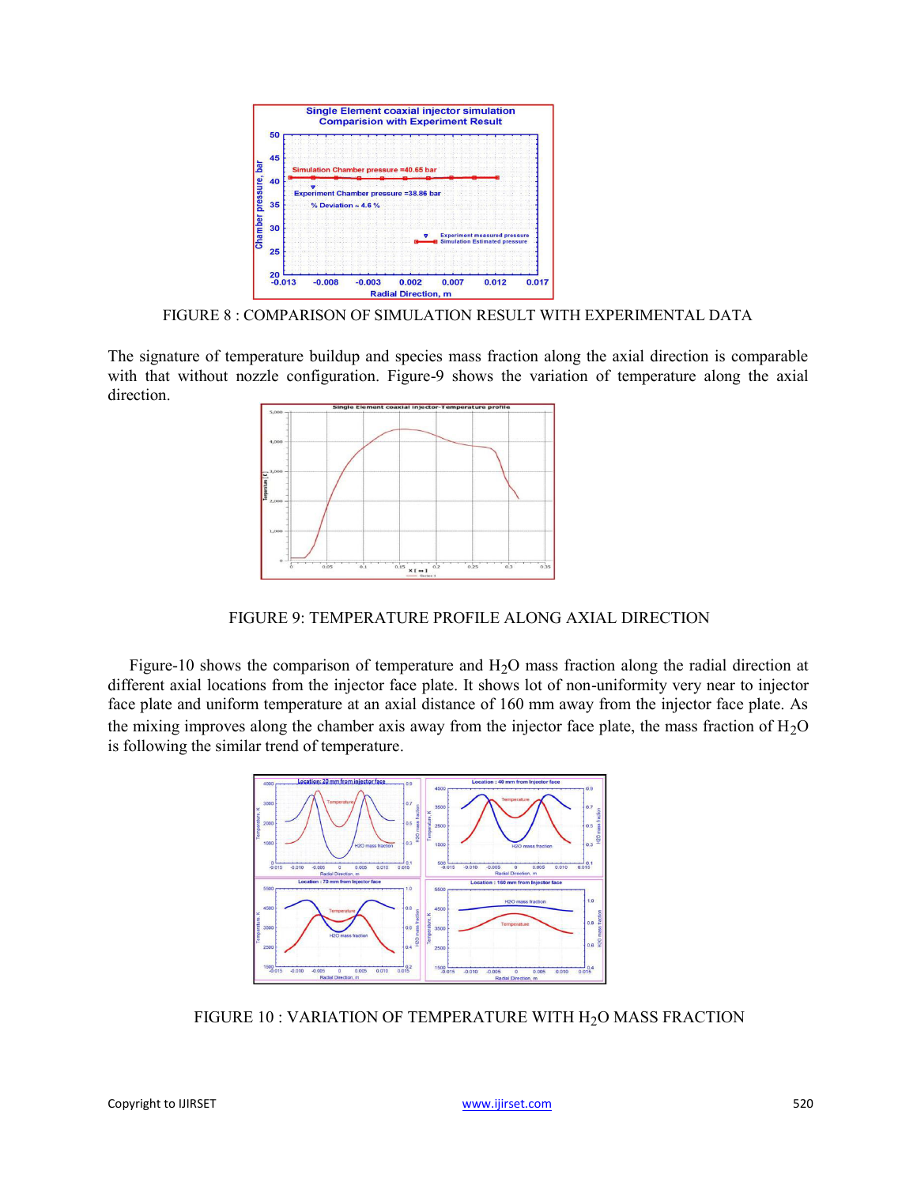FIGURE 8 : COMPARISON OF SIMULATION RESULT WITH EXPERIMENTAL DATA

The signature of temperature buildup and species mass fraction along the axial direction is comparable with that without nozzle configuration. Figure-9 shows the variation of temperature along the axial direction.

FIGURE 9: TEMPERATURE PROFILE ALONG AXIAL DIRECTION

Figure-10 shows the comparison of temperature and $H_2O$ mass fraction along the radial direction at different axial locations from the injector face plate. It shows lot of non-uniformity very near to injector face plate and uniform temperature at an axial distance of 160 mm away from the injector face plate. As the mixing improves along the chamber axis away from the injector face plate, the mass fraction of $H_2O$ is following the similar trend of temperature.

FIGURE 10 : VARIATION OF TEMPERATURE WITH $H_2O$ MASS FRACTION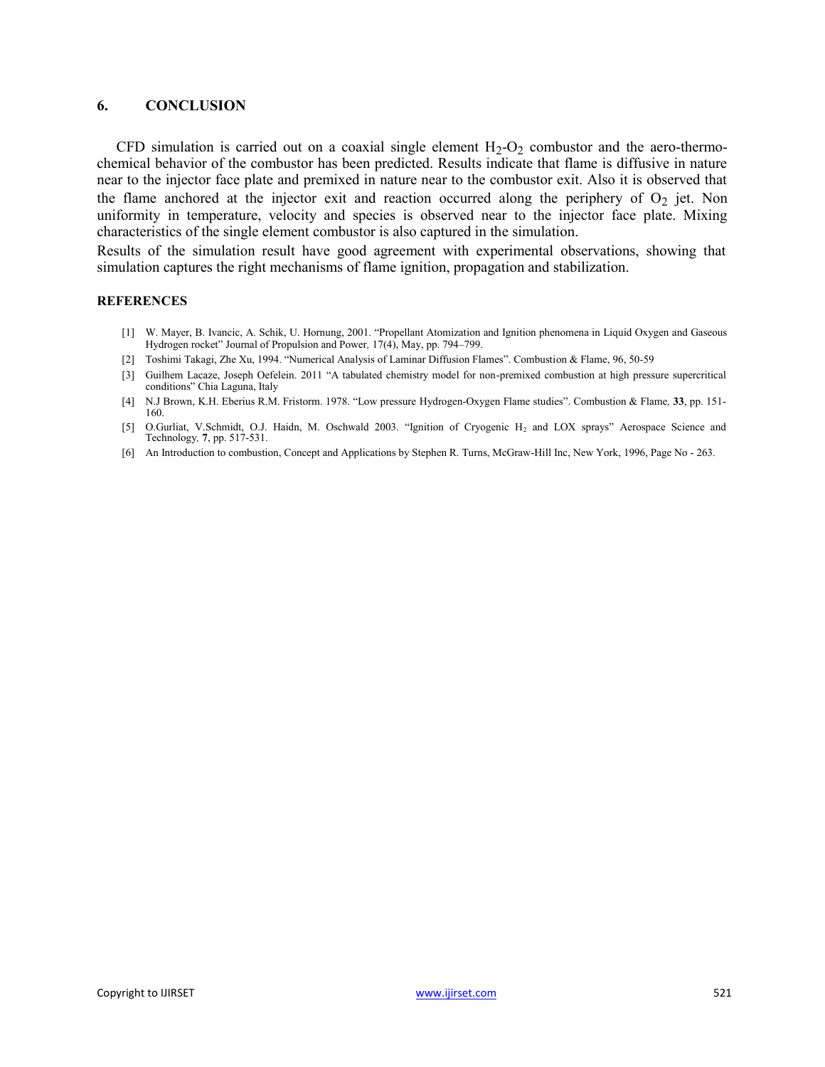## 6. CONCLUSION

CFD simulation is carried out on a coaxial single element $H_2$-$O_2$ combustor and the aero-thermo-chemical behavior of the combustor has been predicted. Results indicate that flame is diffusive in nature near to the injector face plate and premixed in nature near to the combustor exit. Also it is observed that the flame anchored at the injector exit and reaction occurred along the periphery of $O_2$ jet. Non uniformity in temperature, velocity and species is observed near to the injector face plate. Mixing characteristics of the single element combustor is also captured in the simulation.

Results of the simulation result have good agreement with experimental observations, showing that simulation captures the right mechanisms of flame ignition, propagation and stabilization.

**REFERENCES**

[1] W. Mayer, B. Ivancic, A. Schik, U. Hornung, 2001. "Propellant Atomization and Ignition phenomena in Liquid Oxygen and Gaseous Hydrogen rocket" Journal of Propulsion and Power*,* 17(4), May, pp. 794–799.

[2] Toshimi Takagi, Zhe Xu, 1994. "Numerical Analysis of Laminar Diffusion Flames". Combustion & Flame, 96, 50-59

[3] Guilhem Lacaze, Joseph Oefelein. 2011 "A tabulated chemistry model for non-premixed combustion at high pressure supercritical conditions" Chia Laguna, Italy

[4] N.J Brown, K.H. Eberius R.M. Fristorm. 1978. "Low pressure Hydrogen-Oxygen Flame studies". Combustion & Flame*,* **33**, pp. 151-160.

[5] O.Gurliat, V.Schmidt, O.J. Haidn, M. Oschwald 2003. "Ignition of Cryogenic $H_2$ and LOX sprays" Aerospace Science and Technology*,* **7**, pp. 517-531.

[6] An Introduction to combustion, Concept and Applications by Stephen R. Turns, McGraw-Hill Inc, New York, 1996, Page No - 263.